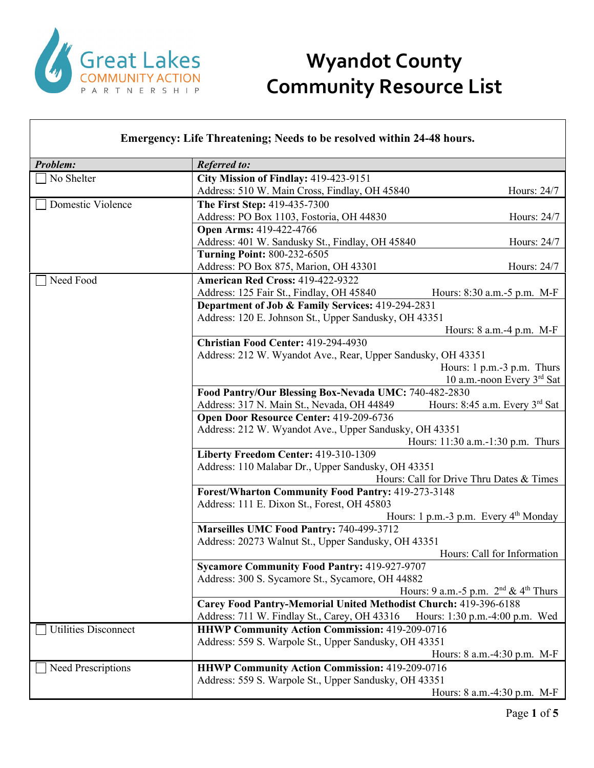Great Lakes COMMUNITY ACTION PARTNERSHIP

# Wyandot County Community Resource List

**Emergency: Life Threatening; Needs to be resolved within 24-48 hours.**

| *Problem:* | *Referred to:* |
|---|---|
| ☐ No Shelter | **City Mission of Findlay:** 419-423-9151<br>Address: 510 W. Main Cross, Findlay, OH 45840 Hours: 24/7 |
| ☐ Domestic Violence | **The First Step:** 419-435-7300<br>Address: PO Box 1103, Fostoria, OH 44830 Hours: 24/7 |
| | **Open Arms:** 419-422-4766<br>Address: 401 W. Sandusky St., Findlay, OH 45840 Hours: 24/7 |
| | **Turning Point:** 800-232-6505<br>Address: PO Box 875, Marion, OH 43301 Hours: 24/7 |
| ☐ Need Food | **American Red Cross:** 419-422-9322<br>Address: 125 Fair St., Findlay, OH 45840 Hours: 8:30 a.m.-5 p.m. M-F |
| | **Department of Job & Family Services:** 419-294-2831<br>Address: 120 E. Johnson St., Upper Sandusky, OH 43351<br>Hours: 8 a.m.-4 p.m. M-F |
| | **Christian Food Center:** 419-294-4930<br>Address: 212 W. Wyandot Ave., Rear, Upper Sandusky, OH 43351<br>Hours: 1 p.m.-3 p.m. Thurs<br>10 a.m.-noon Every 3rd Sat |
| | **Food Pantry/Our Blessing Box-Nevada UMC:** 740-482-2830<br>Address: 317 N. Main St., Nevada, OH 44849 Hours: 8:45 a.m. Every 3rd Sat |
| | **Open Door Resource Center:** 419-209-6736<br>Address: 212 W. Wyandot Ave., Upper Sandusky, OH 43351<br>Hours: 11:30 a.m.-1:30 p.m. Thurs |
| | **Liberty Freedom Center:** 419-310-1309<br>Address: 110 Malabar Dr., Upper Sandusky, OH 43351<br>Hours: Call for Drive Thru Dates & Times |
| | **Forest/Wharton Community Food Pantry:** 419-273-3148<br>Address: 111 E. Dixon St., Forest, OH 45803<br>Hours: 1 p.m.-3 p.m. Every 4th Monday |
| | **Marseilles UMC Food Pantry:** 740-499-3712<br>Address: 20273 Walnut St., Upper Sandusky, OH 43351<br>Hours: Call for Information |
| | **Sycamore Community Food Pantry:** 419-927-9707<br>Address: 300 S. Sycamore St., Sycamore, OH 44882<br>Hours: 9 a.m.-5 p.m. 2nd & 4th Thurs |
| | **Carey Food Pantry-Memorial United Methodist Church:** 419-396-6188<br>Address: 711 W. Findlay St., Carey, OH 43316 Hours: 1:30 p.m.-4:00 p.m. Wed |
| ☐ Utilities Disconnect | **HHWP Community Action Commission:** 419-209-0716<br>Address: 559 S. Warpole St., Upper Sandusky, OH 43351<br>Hours: 8 a.m.-4:30 p.m. M-F |
| ☐ Need Prescriptions | **HHWP Community Action Commission:** 419-209-0716<br>Address: 559 S. Warpole St., Upper Sandusky, OH 43351<br>Hours: 8 a.m.-4:30 p.m. M-F |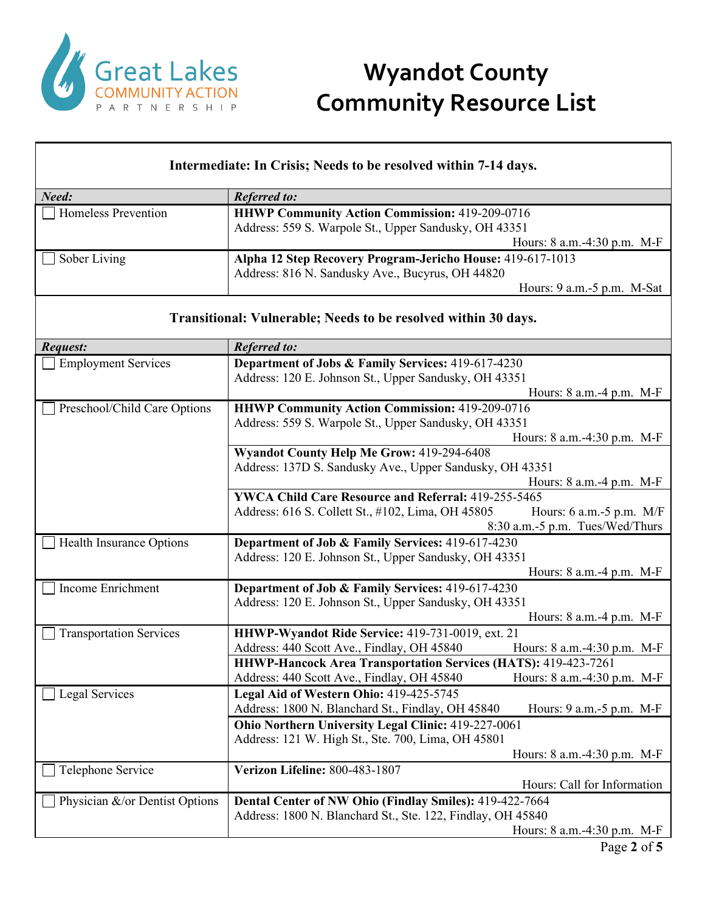# Wyandot County Community Resource List

**Intermediate: In Crisis; Needs to be resolved within 7-14 days.**

| *Need:* | *Referred to:* |
| --- | --- |
| ☐ Homeless Prevention | **HHWP Community Action Commission:** 419-209-0716<br>Address: 559 S. Warpole St., Upper Sandusky, OH 43351<br>Hours: 8 a.m.-4:30 p.m. M-F |
| ☐ Sober Living | **Alpha 12 Step Recovery Program-Jericho House:** 419-617-1013<br>Address: 816 N. Sandusky Ave., Bucyrus, OH 44820<br>Hours: 9 a.m.-5 p.m. M-Sat |

**Transitional: Vulnerable; Needs to be resolved within 30 days.**

| *Request:* | *Referred to:* |
| --- | --- |
| ☐ Employment Services | **Department of Jobs & Family Services:** 419-617-4230<br>Address: 120 E. Johnson St., Upper Sandusky, OH 43351<br>Hours: 8 a.m.-4 p.m. M-F |
| ☐ Preschool/Child Care Options | **HHWP Community Action Commission:** 419-209-0716<br>Address: 559 S. Warpole St., Upper Sandusky, OH 43351<br>Hours: 8 a.m.-4:30 p.m. M-F |
| | **Wyandot County Help Me Grow:** 419-294-6408<br>Address: 137D S. Sandusky Ave., Upper Sandusky, OH 43351<br>Hours: 8 a.m.-4 p.m. M-F |
| | **YWCA Child Care Resource and Referral:** 419-255-5465<br>Address: 616 S. Collett St., #102, Lima, OH 45805<br>Hours: 6 a.m.-5 p.m. M/F<br>8:30 a.m.-5 p.m. Tues/Wed/Thurs |
| ☐ Health Insurance Options | **Department of Job & Family Services:** 419-617-4230<br>Address: 120 E. Johnson St., Upper Sandusky, OH 43351<br>Hours: 8 a.m.-4 p.m. M-F |
| ☐ Income Enrichment | **Department of Job & Family Services:** 419-617-4230<br>Address: 120 E. Johnson St., Upper Sandusky, OH 43351<br>Hours: 8 a.m.-4 p.m. M-F |
| ☐ Transportation Services | **HHWP-Wyandot Ride Service:** 419-731-0019, ext. 21<br>Address: 440 Scott Ave., Findlay, OH 45840<br>Hours: 8 a.m.-4:30 p.m. M-F |
| | **HHWP-Hancock Area Transportation Services (HATS):** 419-423-7261<br>Address: 440 Scott Ave., Findlay, OH 45840<br>Hours: 8 a.m.-4:30 p.m. M-F |
| ☐ Legal Services | **Legal Aid of Western Ohio:** 419-425-5745<br>Address: 1800 N. Blanchard St., Findlay, OH 45840<br>Hours: 9 a.m.-5 p.m. M-F |
| | **Ohio Northern University Legal Clinic:** 419-227-0061<br>Address: 121 W. High St., Ste. 700, Lima, OH 45801<br>Hours: 8 a.m.-4:30 p.m. M-F |
| ☐ Telephone Service | **Verizon Lifeline:** 800-483-1807<br>Hours: Call for Information |
| ☐ Physician &/or Dentist Options | **Dental Center of NW Ohio (Findlay Smiles):** 419-422-7664<br>Address: 1800 N. Blanchard St., Ste. 122, Findlay, OH 45840<br>Hours: 8 a.m.-4:30 p.m. M-F |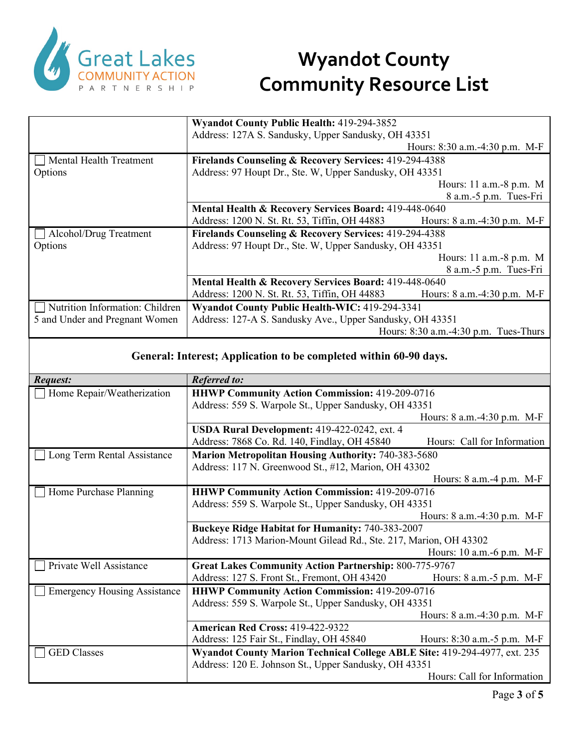# Wyandot County Community Resource List

| | |
|---|---|
| | **Wyandot County Public Health:** 419-294-3852<br>Address: 127A S. Sandusky, Upper Sandusky, OH 43351<br>Hours: 8:30 a.m.-4:30 p.m. M-F |
| ☐ Mental Health Treatment Options | **Firelands Counseling & Recovery Services:** 419-294-4388<br>Address: 97 Houpt Dr., Ste. W, Upper Sandusky, OH 43351<br>Hours: 11 a.m.-8 p.m. M<br>8 a.m.-5 p.m. Tues-Fri |
| | **Mental Health & Recovery Services Board:** 419-448-0640<br>Address: 1200 N. St. Rt. 53, Tiffin, OH 44883 Hours: 8 a.m.-4:30 p.m. M-F |
| ☐ Alcohol/Drug Treatment Options | **Firelands Counseling & Recovery Services:** 419-294-4388<br>Address: 97 Houpt Dr., Ste. W, Upper Sandusky, OH 43351<br>Hours: 11 a.m.-8 p.m. M<br>8 a.m.-5 p.m. Tues-Fri |
| | **Mental Health & Recovery Services Board:** 419-448-0640<br>Address: 1200 N. St. Rt. 53, Tiffin, OH 44883 Hours: 8 a.m.-4:30 p.m. M-F |
| ☐ Nutrition Information: Children 5 and Under and Pregnant Women | **Wyandot County Public Health-WIC:** 419-294-3341<br>Address: 127-A S. Sandusky Ave., Upper Sandusky, OH 43351<br>Hours: 8:30 a.m.-4:30 p.m. Tues-Thurs |

**General: Interest; Application to be completed within 60-90 days.**

| *Request:* | *Referred to:* |
|---|---|
| ☐ Home Repair/Weatherization | **HHWP Community Action Commission:** 419-209-0716<br>Address: 559 S. Warpole St., Upper Sandusky, OH 43351<br>Hours: 8 a.m.-4:30 p.m. M-F |
| | **USDA Rural Development:** 419-422-0242, ext. 4<br>Address: 7868 Co. Rd. 140, Findlay, OH 45840 Hours: Call for Information |
| ☐ Long Term Rental Assistance | **Marion Metropolitan Housing Authority:** 740-383-5680<br>Address: 117 N. Greenwood St., #12, Marion, OH 43302<br>Hours: 8 a.m.-4 p.m. M-F |
| ☐ Home Purchase Planning | **HHWP Community Action Commission:** 419-209-0716<br>Address: 559 S. Warpole St., Upper Sandusky, OH 43351<br>Hours: 8 a.m.-4:30 p.m. M-F |
| | **Buckeye Ridge Habitat for Humanity:** 740-383-2007<br>Address: 1713 Marion-Mount Gilead Rd., Ste. 217, Marion, OH 43302<br>Hours: 10 a.m.-6 p.m. M-F |
| ☐ Private Well Assistance | **Great Lakes Community Action Partnership:** 800-775-9767<br>Address: 127 S. Front St., Fremont, OH 43420 Hours: 8 a.m.-5 p.m. M-F |
| ☐ Emergency Housing Assistance | **HHWP Community Action Commission:** 419-209-0716<br>Address: 559 S. Warpole St., Upper Sandusky, OH 43351<br>Hours: 8 a.m.-4:30 p.m. M-F |
| | **American Red Cross:** 419-422-9322<br>Address: 125 Fair St., Findlay, OH 45840 Hours: 8:30 a.m.-5 p.m. M-F |
| ☐ GED Classes | **Wyandot County Marion Technical College ABLE Site:** 419-294-4977, ext. 235<br>Address: 120 E. Johnson St., Upper Sandusky, OH 43351<br>Hours: Call for Information |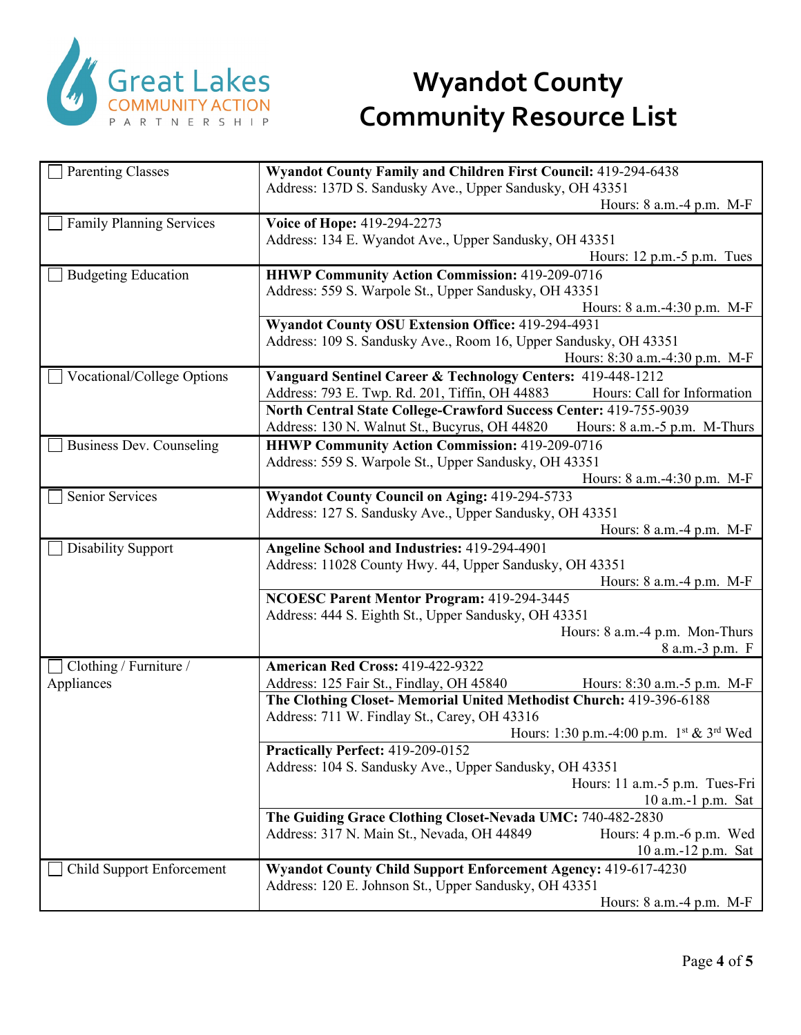# Wyandot County Community Resource List

| Category | Resources |
| --- | --- |
| ☐ Parenting Classes | **Wyandot County Family and Children First Council:** 419-294-6438<br>Address: 137D S. Sandusky Ave., Upper Sandusky, OH 43351<br>Hours: 8 a.m.-4 p.m. M-F |
| ☐ Family Planning Services | **Voice of Hope:** 419-294-2273<br>Address: 134 E. Wyandot Ave., Upper Sandusky, OH 43351<br>Hours: 12 p.m.-5 p.m. Tues |
| ☐ Budgeting Education | **HHWP Community Action Commission:** 419-209-0716<br>Address: 559 S. Warpole St., Upper Sandusky, OH 43351<br>Hours: 8 a.m.-4:30 p.m. M-F<br><br>**Wyandot County OSU Extension Office:** 419-294-4931<br>Address: 109 S. Sandusky Ave., Room 16, Upper Sandusky, OH 43351<br>Hours: 8:30 a.m.-4:30 p.m. M-F |
| ☐ Vocational/College Options | **Vanguard Sentinel Career & Technology Centers:** 419-448-1212<br>Address: 793 E. Twp. Rd. 201, Tiffin, OH 44883 Hours: Call for Information<br><br>**North Central State College-Crawford Success Center:** 419-755-9039<br>Address: 130 N. Walnut St., Bucyrus, OH 44820 Hours: 8 a.m.-5 p.m. M-Thurs |
| ☐ Business Dev. Counseling | **HHWP Community Action Commission:** 419-209-0716<br>Address: 559 S. Warpole St., Upper Sandusky, OH 43351<br>Hours: 8 a.m.-4:30 p.m. M-F |
| ☐ Senior Services | **Wyandot County Council on Aging:** 419-294-5733<br>Address: 127 S. Sandusky Ave., Upper Sandusky, OH 43351<br>Hours: 8 a.m.-4 p.m. M-F |
| ☐ Disability Support | **Angeline School and Industries:** 419-294-4901<br>Address: 11028 County Hwy. 44, Upper Sandusky, OH 43351<br>Hours: 8 a.m.-4 p.m. M-F<br><br>**NCOESC Parent Mentor Program:** 419-294-3445<br>Address: 444 S. Eighth St., Upper Sandusky, OH 43351<br>Hours: 8 a.m.-4 p.m. Mon-Thurs<br>8 a.m.-3 p.m. F |
| ☐ Clothing / Furniture / Appliances | **American Red Cross:** 419-422-9322<br>Address: 125 Fair St., Findlay, OH 45840 Hours: 8:30 a.m.-5 p.m. M-F<br><br>**The Clothing Closet- Memorial United Methodist Church:** 419-396-6188<br>Address: 711 W. Findlay St., Carey, OH 43316<br>Hours: 1:30 p.m.-4:00 p.m. 1st & 3rd Wed<br><br>**Practically Perfect:** 419-209-0152<br>Address: 104 S. Sandusky Ave., Upper Sandusky, OH 43351<br>Hours: 11 a.m.-5 p.m. Tues-Fri<br>10 a.m.-1 p.m. Sat<br><br>**The Guiding Grace Clothing Closet-Nevada UMC:** 740-482-2830<br>Address: 317 N. Main St., Nevada, OH 44849 Hours: 4 p.m.-6 p.m. Wed<br>10 a.m.-12 p.m. Sat |
| ☐ Child Support Enforcement | **Wyandot County Child Support Enforcement Agency:** 419-617-4230<br>Address: 120 E. Johnson St., Upper Sandusky, OH 43351<br>Hours: 8 a.m.-4 p.m. M-F |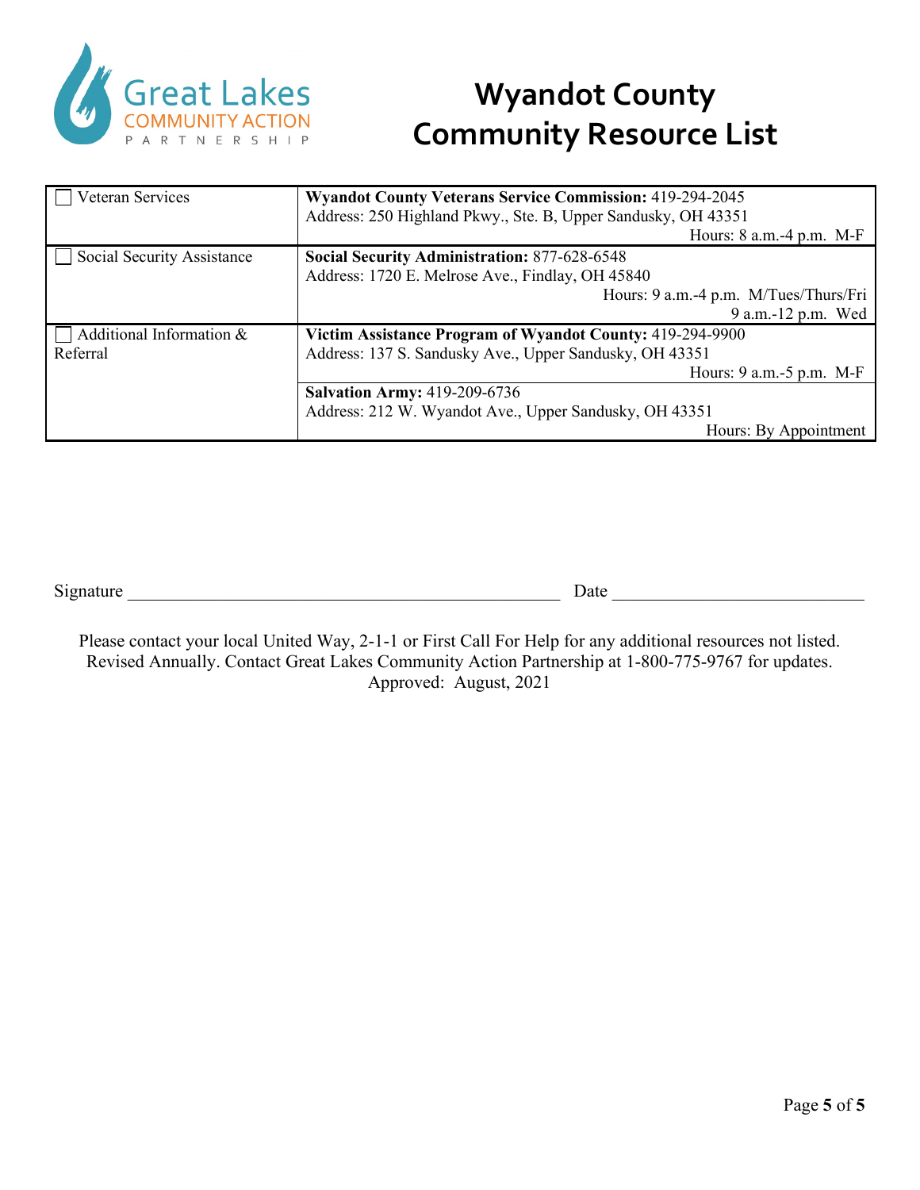Great Lakes COMMUNITY ACTION PARTNERSHIP

# Wyandot County Community Resource List

| | |
|---|---|
| ☐ Veteran Services | **Wyandot County Veterans Service Commission:** 419-294-2045<br>Address: 250 Highland Pkwy., Ste. B, Upper Sandusky, OH 43351<br>Hours: 8 a.m.-4 p.m. M-F |
| ☐ Social Security Assistance | **Social Security Administration:** 877-628-6548<br>Address: 1720 E. Melrose Ave., Findlay, OH 45840<br>Hours: 9 a.m.-4 p.m. M/Tues/Thurs/Fri<br>9 a.m.-12 p.m. Wed |
| ☐ Additional Information & Referral | **Victim Assistance Program of Wyandot County:** 419-294-9900<br>Address: 137 S. Sandusky Ave., Upper Sandusky, OH 43351<br>Hours: 9 a.m.-5 p.m. M-F |
| | **Salvation Army:** 419-209-6736<br>Address: 212 W. Wyandot Ave., Upper Sandusky, OH 43351<br>Hours: By Appointment |

Signature ______________________________ Date ____________________

Please contact your local United Way, 2-1-1 or First Call For Help for any additional resources not listed.
Revised Annually. Contact Great Lakes Community Action Partnership at 1-800-775-9767 for updates.
Approved: August, 2021